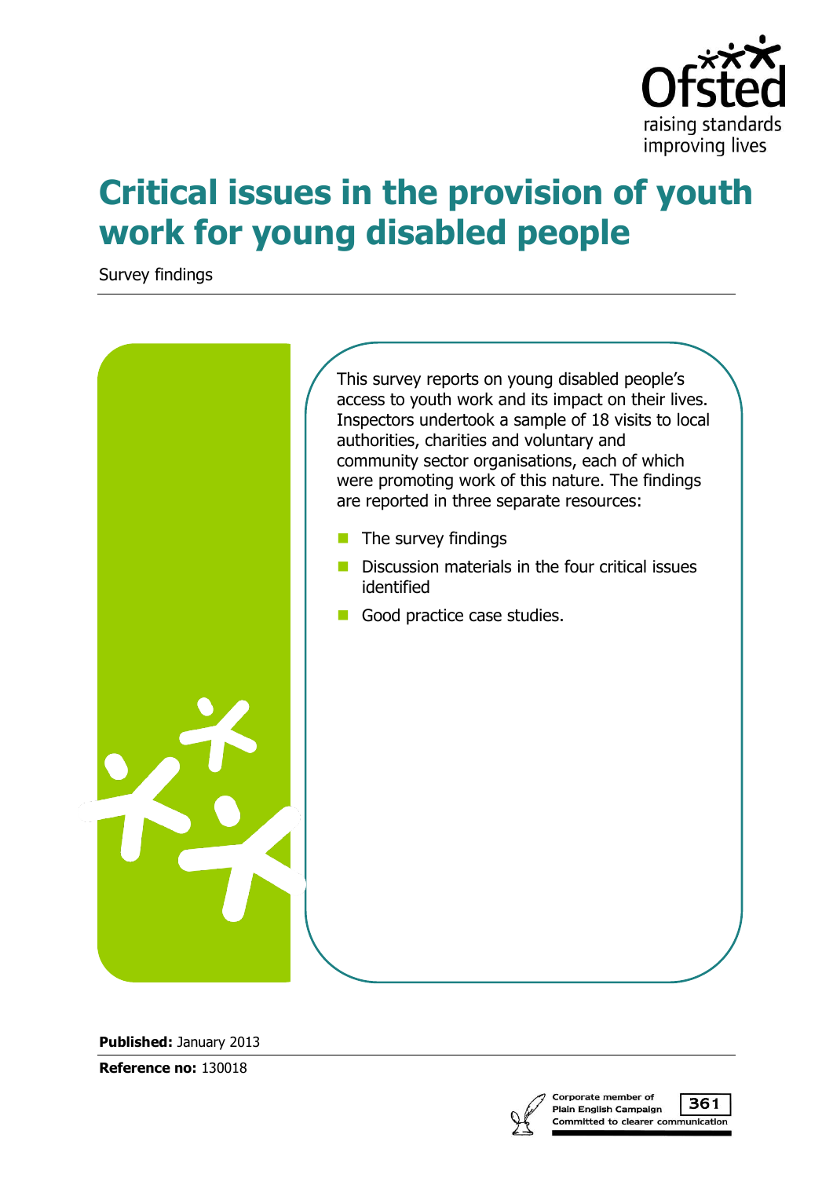# Critical issues in the provision of youth work for young disabled people

Survey findings

This survey reports on young disabled people's access to youth work and its impact on their lives. Inspectors undertook a sample of 18 visits to local authorities, charities and voluntary and community sector organisations, each of which were promoting work of this nature. The findings are reported in three separate resources:

- The survey findings
- Discussion materials in the four critical issues identified
- Good practice case studies.

**Published:** January 2013

**Reference no:** 130018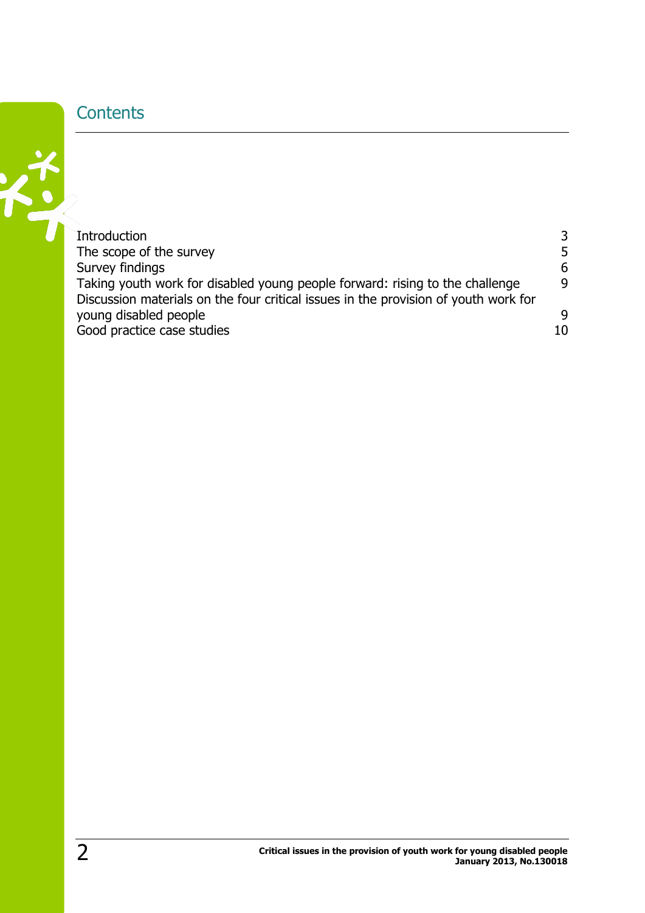## Contents

| | |
|---|---|
| Introduction | 3 |
| The scope of the survey | 5 |
| Survey findings | 6 |
| Taking youth work for disabled young people forward: rising to the challenge | 9 |
| Discussion materials on the four critical issues in the provision of youth work for young disabled people | 9 |
| Good practice case studies | 10 |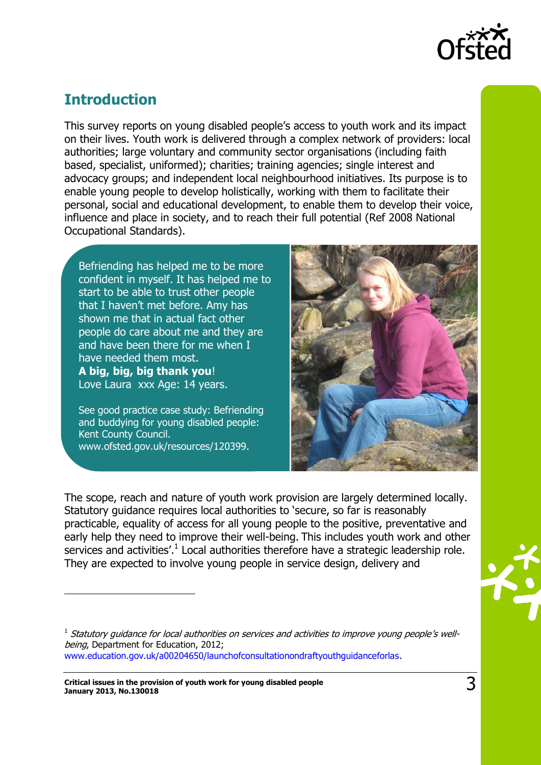## Introduction

This survey reports on young disabled people's access to youth work and its impact on their lives. Youth work is delivered through a complex network of providers: local authorities; large voluntary and community sector organisations (including faith based, specialist, uniformed); charities; training agencies; single interest and advocacy groups; and independent local neighbourhood initiatives. Its purpose is to enable young people to develop holistically, working with them to facilitate their personal, social and educational development, to enable them to develop their voice, influence and place in society, and to reach their full potential (Ref 2008 National Occupational Standards).

> Befriending has helped me to be more confident in myself. It has helped me to start to be able to trust other people that I haven't met before. Amy has shown me that in actual fact other people do care about me and they are and have been there for me when I have needed them most.
> **A big, big, big thank you**!
> Love Laura xxx Age: 14 years.
>
> See good practice case study: Befriending and buddying for young disabled people: Kent County Council. www.ofsted.gov.uk/resources/120399.

The scope, reach and nature of youth work provision are largely determined locally. Statutory guidance requires local authorities to 'secure, so far is reasonably practicable, equality of access for all young people to the positive, preventative and early help they need to improve their well-being. This includes youth work and other services and activities'.[1] Local authorities therefore have a strategic leadership role. They are expected to involve young people in service design, delivery and

[1] *Statutory guidance for local authorities on services and activities to improve young people's well-being*, Department for Education, 2012; www.education.gov.uk/a00204650/launchofconsultationondraftyouthguidanceforlas.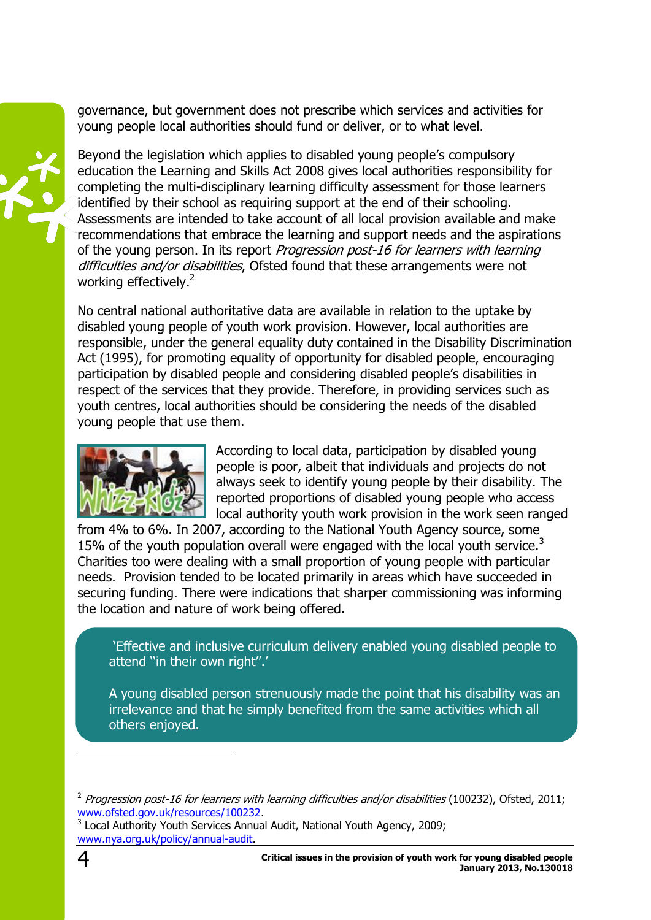governance, but government does not prescribe which services and activities for young people local authorities should fund or deliver, or to what level.

Beyond the legislation which applies to disabled young people's compulsory education the Learning and Skills Act 2008 gives local authorities responsibility for completing the multi-disciplinary learning difficulty assessment for those learners identified by their school as requiring support at the end of their schooling. Assessments are intended to take account of all local provision available and make recommendations that embrace the learning and support needs and the aspirations of the young person. In its report *Progression post-16 for learners with learning difficulties and/or disabilities*, Ofsted found that these arrangements were not working effectively.[2]

No central national authoritative data are available in relation to the uptake by disabled young people of youth work provision. However, local authorities are responsible, under the general equality duty contained in the Disability Discrimination Act (1995), for promoting equality of opportunity for disabled people, encouraging participation by disabled people and considering disabled people's disabilities in respect of the services that they provide. Therefore, in providing services such as youth centres, local authorities should be considering the needs of the disabled young people that use them.

According to local data, participation by disabled young people is poor, albeit that individuals and projects do not always seek to identify young people by their disability. The reported proportions of disabled young people who access local authority youth work provision in the work seen ranged from 4% to 6%. In 2007, according to the National Youth Agency source, some 15% of the youth population overall were engaged with the local youth service.[3] Charities too were dealing with a small proportion of young people with particular needs. Provision tended to be located primarily in areas which have succeeded in securing funding. There were indications that sharper commissioning was informing the location and nature of work being offered.

> 'Effective and inclusive curriculum delivery enabled young disabled people to attend "in their own right".'
>
> A young disabled person strenuously made the point that his disability was an irrelevance and that he simply benefited from the same activities which all others enjoyed.

---

[2] *Progression post-16 for learners with learning difficulties and/or disabilities* (100232), Ofsted, 2011; www.ofsted.gov.uk/resources/100232.

[3] Local Authority Youth Services Annual Audit, National Youth Agency, 2009; www.nya.org.uk/policy/annual-audit.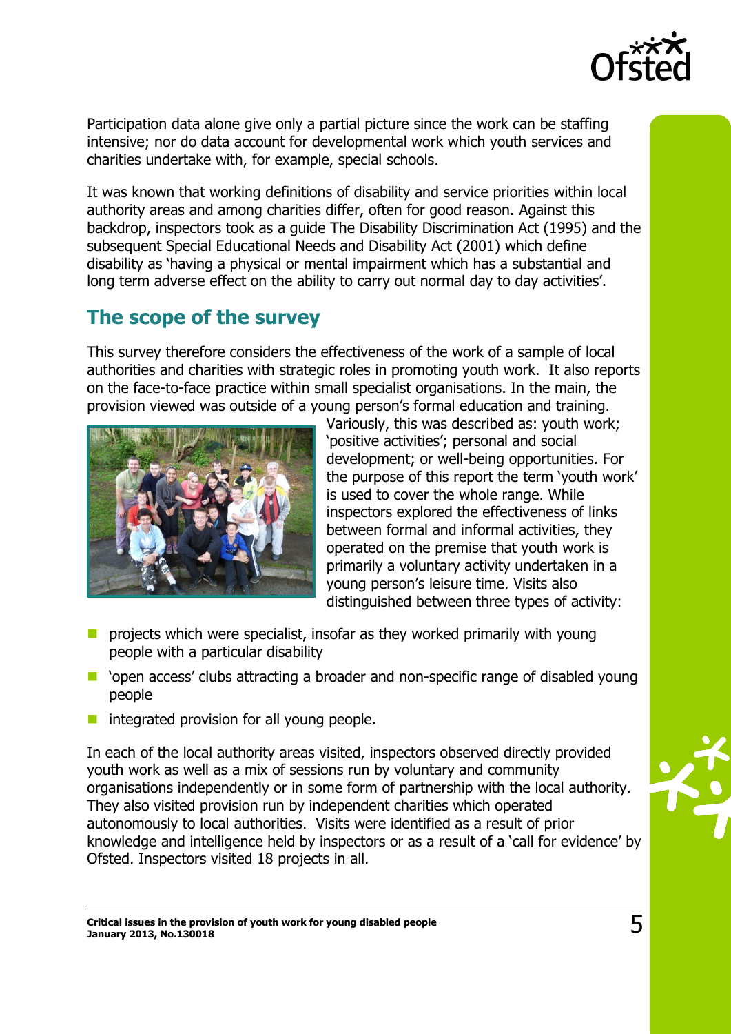Participation data alone give only a partial picture since the work can be staffing intensive; nor do data account for developmental work which youth services and charities undertake with, for example, special schools.

It was known that working definitions of disability and service priorities within local authority areas and among charities differ, often for good reason. Against this backdrop, inspectors took as a guide The Disability Discrimination Act (1995) and the subsequent Special Educational Needs and Disability Act (2001) which define disability as 'having a physical or mental impairment which has a substantial and long term adverse effect on the ability to carry out normal day to day activities'.

## The scope of the survey

This survey therefore considers the effectiveness of the work of a sample of local authorities and charities with strategic roles in promoting youth work. It also reports on the face-to-face practice within small specialist organisations. In the main, the provision viewed was outside of a young person's formal education and training. Variously, this was described as: youth work; 'positive activities'; personal and social development; or well-being opportunities. For the purpose of this report the term 'youth work' is used to cover the whole range. While inspectors explored the effectiveness of links between formal and informal activities, they operated on the premise that youth work is primarily a voluntary activity undertaken in a young person's leisure time. Visits also distinguished between three types of activity:

- projects which were specialist, insofar as they worked primarily with young people with a particular disability
- 'open access' clubs attracting a broader and non-specific range of disabled young people
- integrated provision for all young people.

In each of the local authority areas visited, inspectors observed directly provided youth work as well as a mix of sessions run by voluntary and community organisations independently or in some form of partnership with the local authority. They also visited provision run by independent charities which operated autonomously to local authorities. Visits were identified as a result of prior knowledge and intelligence held by inspectors or as a result of a 'call for evidence' by Ofsted. Inspectors visited 18 projects in all.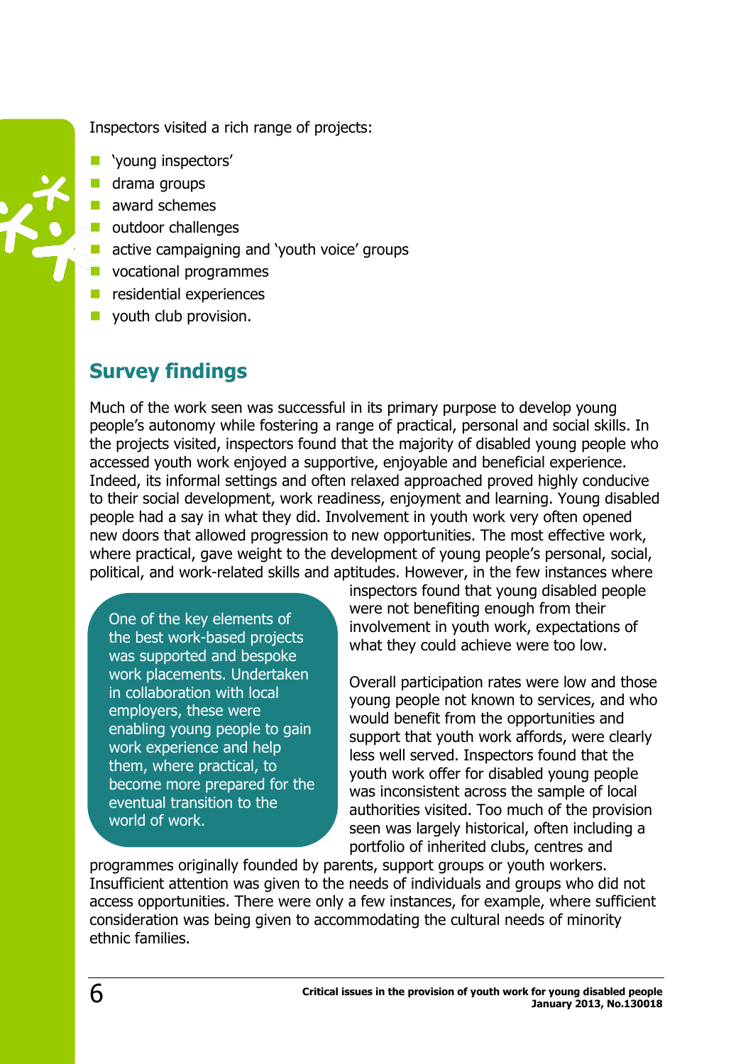Inspectors visited a rich range of projects:

- 'young inspectors'
- drama groups
- award schemes
- outdoor challenges
- active campaigning and 'youth voice' groups
- vocational programmes
- residential experiences
- youth club provision.

## Survey findings

Much of the work seen was successful in its primary purpose to develop young people's autonomy while fostering a range of practical, personal and social skills. In the projects visited, inspectors found that the majority of disabled young people who accessed youth work enjoyed a supportive, enjoyable and beneficial experience. Indeed, its informal settings and often relaxed approached proved highly conducive to their social development, work readiness, enjoyment and learning. Young disabled people had a say in what they did. Involvement in youth work very often opened new doors that allowed progression to new opportunities. The most effective work, where practical, gave weight to the development of young people's personal, social, political, and work-related skills and aptitudes. However, in the few instances where inspectors found that young disabled people were not benefiting enough from their involvement in youth work, expectations of what they could achieve were too low.

> One of the key elements of the best work-based projects was supported and bespoke work placements. Undertaken in collaboration with local employers, these were enabling young people to gain work experience and help them, where practical, to become more prepared for the eventual transition to the world of work.

Overall participation rates were low and those young people not known to services, and who would benefit from the opportunities and support that youth work affords, were clearly less well served. Inspectors found that the youth work offer for disabled young people was inconsistent across the sample of local authorities visited. Too much of the provision seen was largely historical, often including a portfolio of inherited clubs, centres and programmes originally founded by parents, support groups or youth workers. Insufficient attention was given to the needs of individuals and groups who did not access opportunities. There were only a few instances, for example, where sufficient consideration was being given to accommodating the cultural needs of minority ethnic families.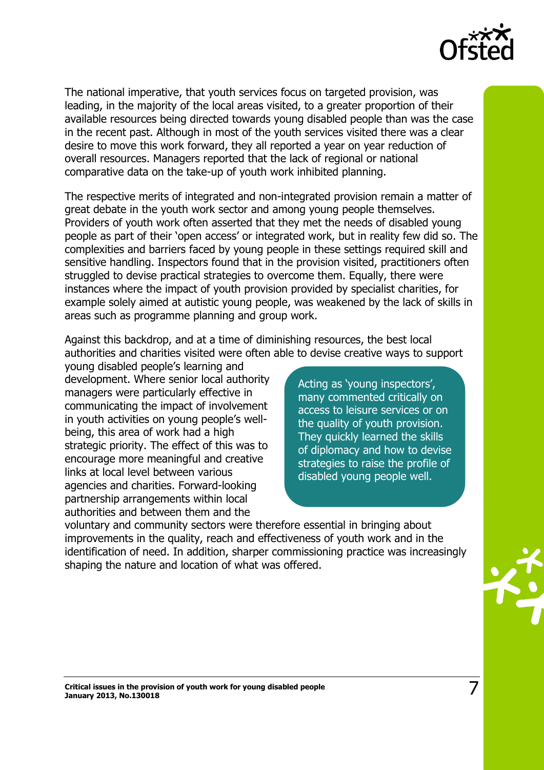The national imperative, that youth services focus on targeted provision, was leading, in the majority of the local areas visited, to a greater proportion of their available resources being directed towards young disabled people than was the case in the recent past. Although in most of the youth services visited there was a clear desire to move this work forward, they all reported a year on year reduction of overall resources. Managers reported that the lack of regional or national comparative data on the take-up of youth work inhibited planning.

The respective merits of integrated and non-integrated provision remain a matter of great debate in the youth work sector and among young people themselves. Providers of youth work often asserted that they met the needs of disabled young people as part of their 'open access' or integrated work, but in reality few did so. The complexities and barriers faced by young people in these settings required skill and sensitive handling. Inspectors found that in the provision visited, practitioners often struggled to devise practical strategies to overcome them. Equally, there were instances where the impact of youth provision provided by specialist charities, for example solely aimed at autistic young people, was weakened by the lack of skills in areas such as programme planning and group work.

Against this backdrop, and at a time of diminishing resources, the best local authorities and charities visited were often able to devise creative ways to support young disabled people's learning and development. Where senior local authority managers were particularly effective in communicating the impact of involvement in youth activities on young people's well-being, this area of work had a high strategic priority. The effect of this was to encourage more meaningful and creative links at local level between various agencies and charities. Forward-looking partnership arrangements within local authorities and between them and the voluntary and community sectors were therefore essential in bringing about improvements in the quality, reach and effectiveness of youth work and in the identification of need. In addition, sharper commissioning practice was increasingly shaping the nature and location of what was offered.

> Acting as 'young inspectors', many commented critically on access to leisure services or on the quality of youth provision. They quickly learned the skills of diplomacy and how to devise strategies to raise the profile of disabled young people well.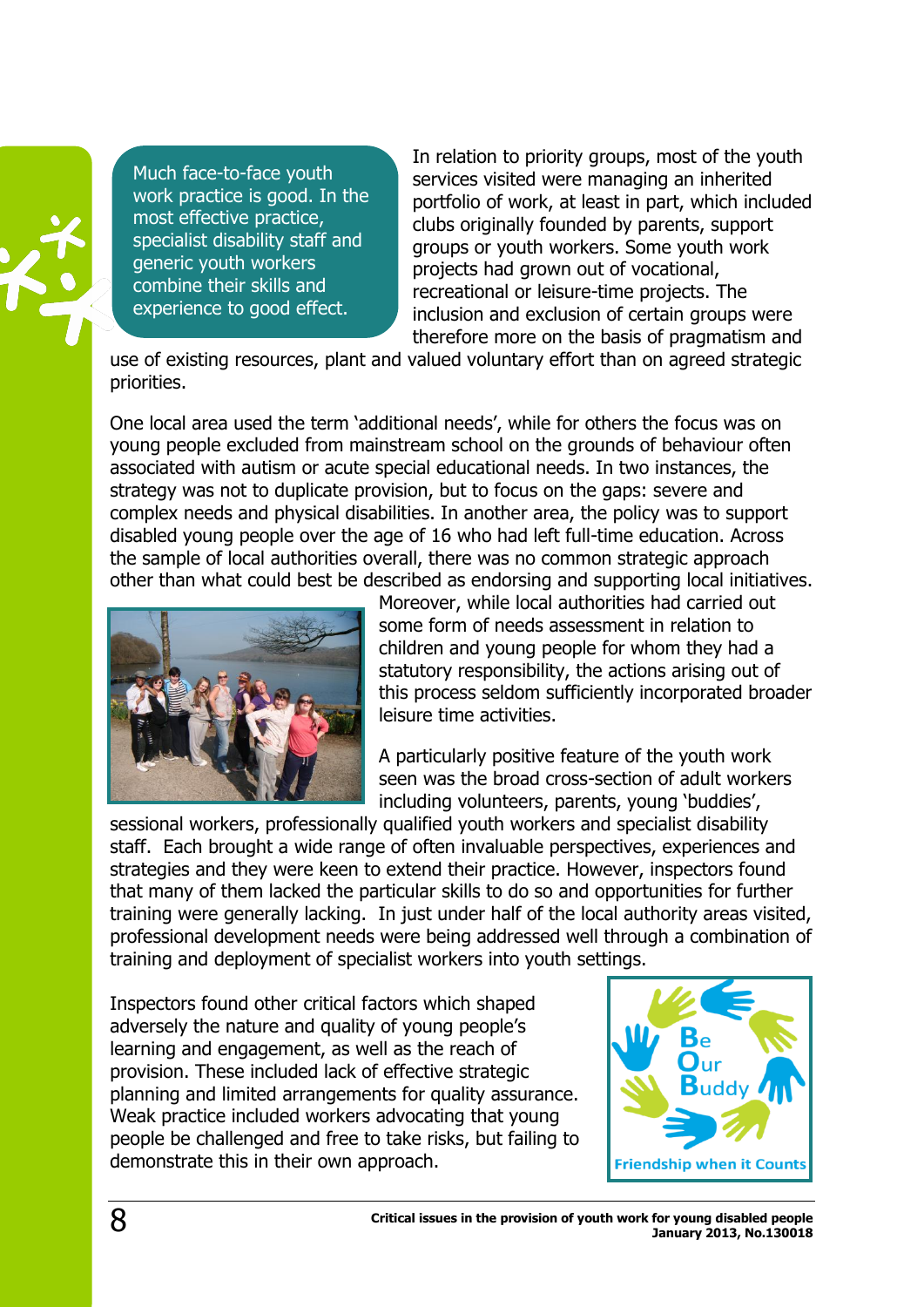> Much face-to-face youth work practice is good. In the most effective practice, specialist disability staff and generic youth workers combine their skills and experience to good effect.

In relation to priority groups, most of the youth services visited were managing an inherited portfolio of work, at least in part, which included clubs originally founded by parents, support groups or youth workers. Some youth work projects had grown out of vocational, recreational or leisure-time projects. The inclusion and exclusion of certain groups were therefore more on the basis of pragmatism and use of existing resources, plant and valued voluntary effort than on agreed strategic priorities.

One local area used the term 'additional needs', while for others the focus was on young people excluded from mainstream school on the grounds of behaviour often associated with autism or acute special educational needs. In two instances, the strategy was not to duplicate provision, but to focus on the gaps: severe and complex needs and physical disabilities. In another area, the policy was to support disabled young people over the age of 16 who had left full-time education. Across the sample of local authorities overall, there was no common strategic approach other than what could best be described as endorsing and supporting local initiatives. Moreover, while local authorities had carried out some form of needs assessment in relation to children and young people for whom they had a statutory responsibility, the actions arising out of this process seldom sufficiently incorporated broader leisure time activities.

A particularly positive feature of the youth work seen was the broad cross-section of adult workers including volunteers, parents, young 'buddies', sessional workers, professionally qualified youth workers and specialist disability staff. Each brought a wide range of often invaluable perspectives, experiences and strategies and they were keen to extend their practice. However, inspectors found that many of them lacked the particular skills to do so and opportunities for further training were generally lacking. In just under half of the local authority areas visited, professional development needs were being addressed well through a combination of training and deployment of specialist workers into youth settings.

Inspectors found other critical factors which shaped adversely the nature and quality of young people's learning and engagement, as well as the reach of provision. These included lack of effective strategic planning and limited arrangements for quality assurance. Weak practice included workers advocating that young people be challenged and free to take risks, but failing to demonstrate this in their own approach.

Be Our Buddy
Friendship when it Counts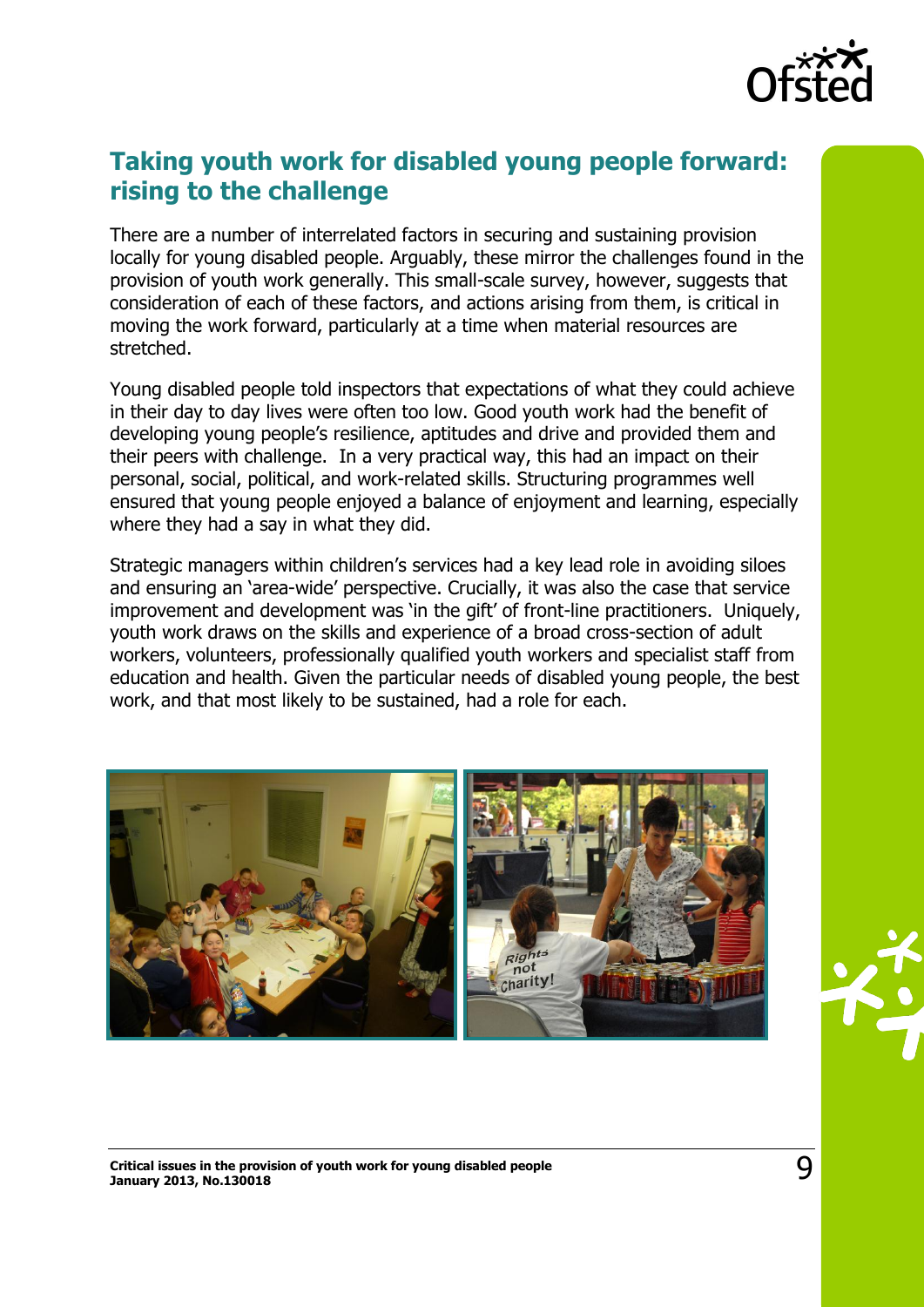## Taking youth work for disabled young people forward: rising to the challenge

There are a number of interrelated factors in securing and sustaining provision locally for young disabled people. Arguably, these mirror the challenges found in the provision of youth work generally. This small-scale survey, however, suggests that consideration of each of these factors, and actions arising from them, is critical in moving the work forward, particularly at a time when material resources are stretched.

Young disabled people told inspectors that expectations of what they could achieve in their day to day lives were often too low. Good youth work had the benefit of developing young people's resilience, aptitudes and drive and provided them and their peers with challenge. In a very practical way, this had an impact on their personal, social, political, and work-related skills. Structuring programmes well ensured that young people enjoyed a balance of enjoyment and learning, especially where they had a say in what they did.

Strategic managers within children's services had a key lead role in avoiding siloes and ensuring an 'area-wide' perspective. Crucially, it was also the case that service improvement and development was 'in the gift' of front-line practitioners. Uniquely, youth work draws on the skills and experience of a broad cross-section of adult workers, volunteers, professionally qualified youth workers and specialist staff from education and health. Given the particular needs of disabled young people, the best work, and that most likely to be sustained, had a role for each.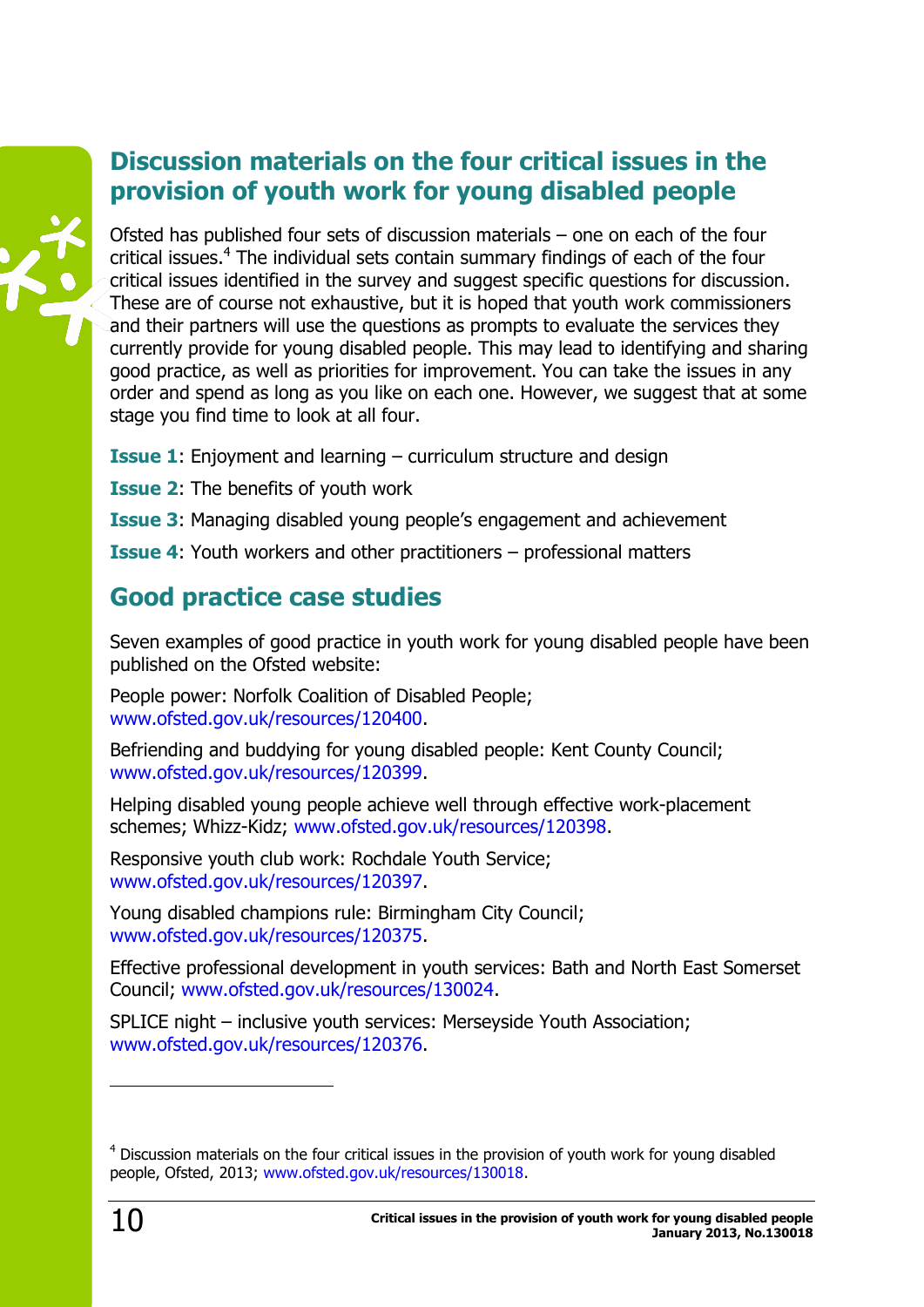## Discussion materials on the four critical issues in the provision of youth work for young disabled people

Ofsted has published four sets of discussion materials – one on each of the four critical issues.[4] The individual sets contain summary findings of each of the four critical issues identified in the survey and suggest specific questions for discussion. These are of course not exhaustive, but it is hoped that youth work commissioners and their partners will use the questions as prompts to evaluate the services they currently provide for young disabled people. This may lead to identifying and sharing good practice, as well as priorities for improvement. You can take the issues in any order and spend as long as you like on each one. However, we suggest that at some stage you find time to look at all four.

**Issue 1**: Enjoyment and learning – curriculum structure and design

**Issue 2**: The benefits of youth work

**Issue 3**: Managing disabled young people's engagement and achievement

**Issue 4**: Youth workers and other practitioners – professional matters

## Good practice case studies

Seven examples of good practice in youth work for young disabled people have been published on the Ofsted website:

People power: Norfolk Coalition of Disabled People; www.ofsted.gov.uk/resources/120400.

Befriending and buddying for young disabled people: Kent County Council; www.ofsted.gov.uk/resources/120399.

Helping disabled young people achieve well through effective work-placement schemes; Whizz-Kidz; www.ofsted.gov.uk/resources/120398.

Responsive youth club work: Rochdale Youth Service; www.ofsted.gov.uk/resources/120397.

Young disabled champions rule: Birmingham City Council; www.ofsted.gov.uk/resources/120375.

Effective professional development in youth services: Bath and North East Somerset Council; www.ofsted.gov.uk/resources/130024.

SPLICE night – inclusive youth services: Merseyside Youth Association; www.ofsted.gov.uk/resources/120376.

---

[4] Discussion materials on the four critical issues in the provision of youth work for young disabled people, Ofsted, 2013; www.ofsted.gov.uk/resources/130018.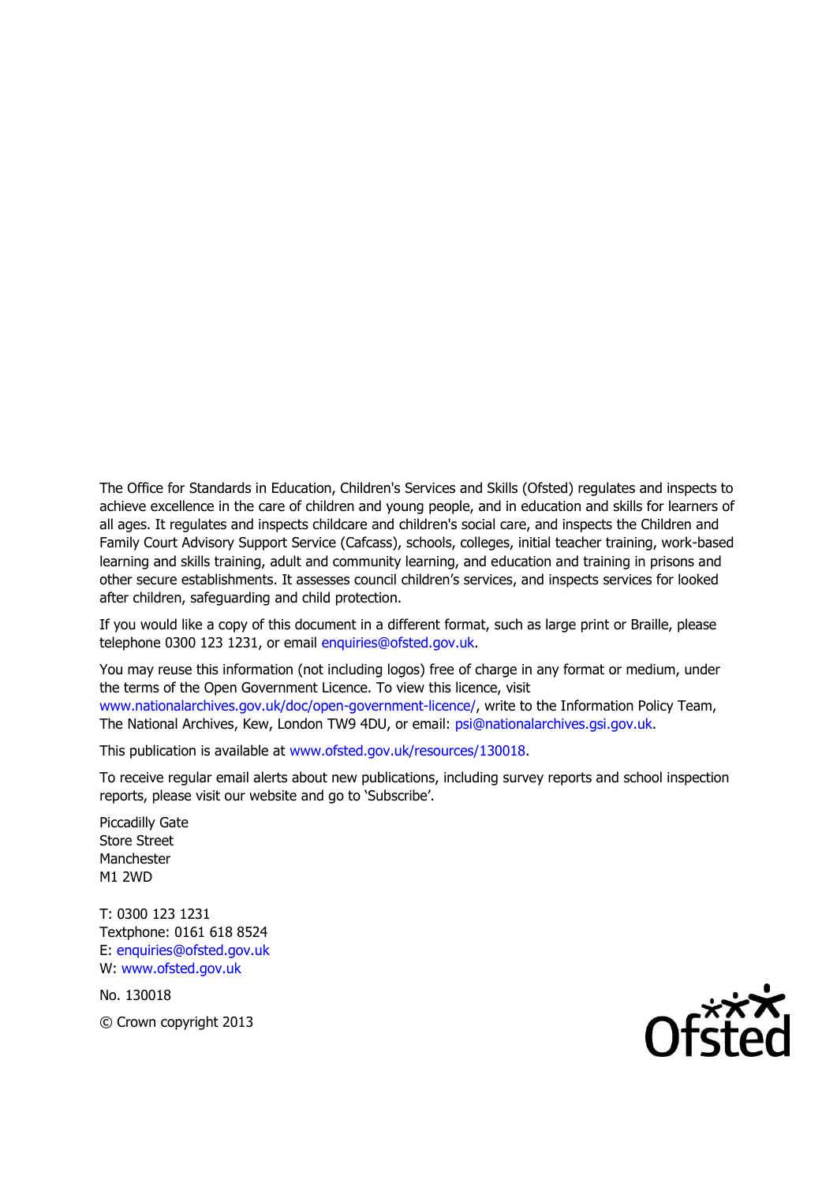The Office for Standards in Education, Children's Services and Skills (Ofsted) regulates and inspects to achieve excellence in the care of children and young people, and in education and skills for learners of all ages. It regulates and inspects childcare and children's social care, and inspects the Children and Family Court Advisory Support Service (Cafcass), schools, colleges, initial teacher training, work-based learning and skills training, adult and community learning, and education and training in prisons and other secure establishments. It assesses council children's services, and inspects services for looked after children, safeguarding and child protection.

If you would like a copy of this document in a different format, such as large print or Braille, please telephone 0300 123 1231, or email enquiries@ofsted.gov.uk.

You may reuse this information (not including logos) free of charge in any format or medium, under the terms of the Open Government Licence. To view this licence, visit www.nationalarchives.gov.uk/doc/open-government-licence/, write to the Information Policy Team, The National Archives, Kew, London TW9 4DU, or email: psi@nationalarchives.gsi.gov.uk.

This publication is available at www.ofsted.gov.uk/resources/130018.

To receive regular email alerts about new publications, including survey reports and school inspection reports, please visit our website and go to 'Subscribe'.

Piccadilly Gate
Store Street
Manchester
M1 2WD

T: 0300 123 1231
Textphone: 0161 618 8524
E: enquiries@ofsted.gov.uk
W: www.ofsted.gov.uk

No. 130018

© Crown copyright 2013